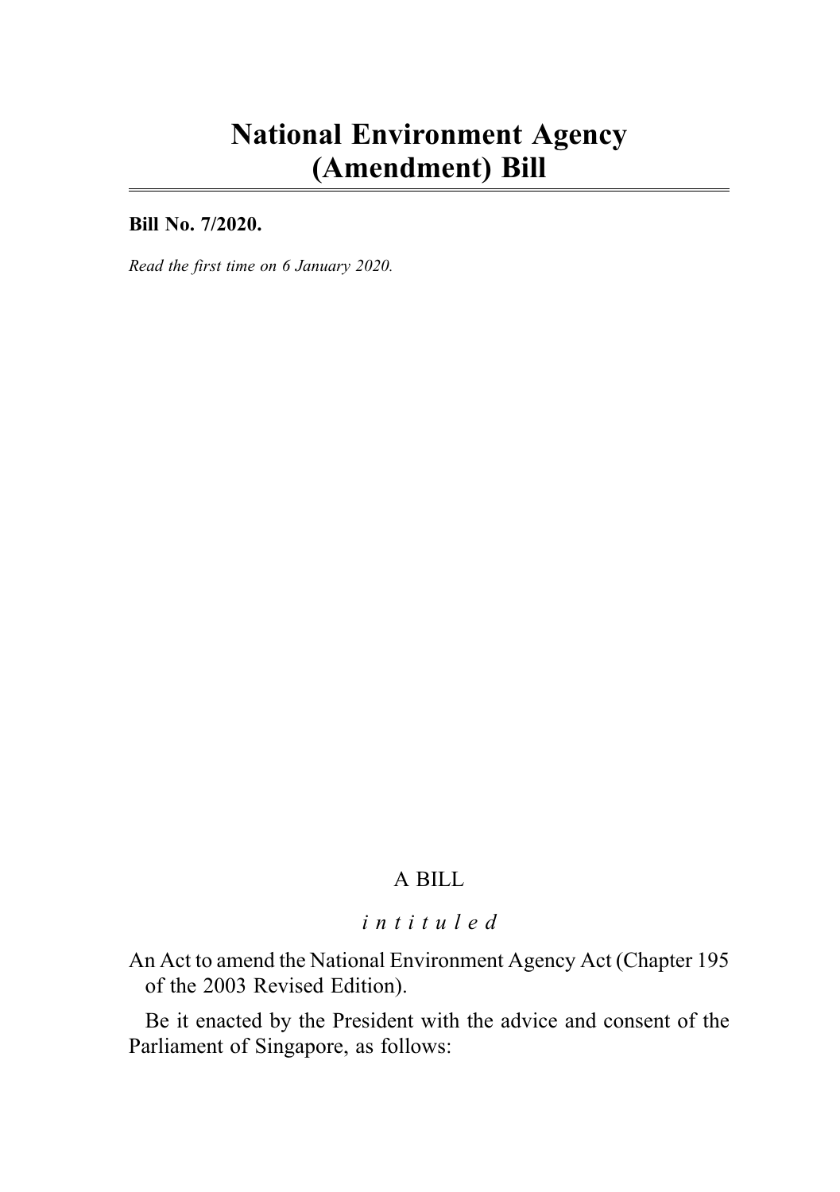# National Environment Agency (Amendment) Bill

**Bill No. 7/2020.**

*Read the first time on 6 January 2020.*

A BILL

*intituled*

An Act to amend the National Environment Agency Act (Chapter 195 of the 2003 Revised Edition).

Be it enacted by the President with the advice and consent of the Parliament of Singapore, as follows: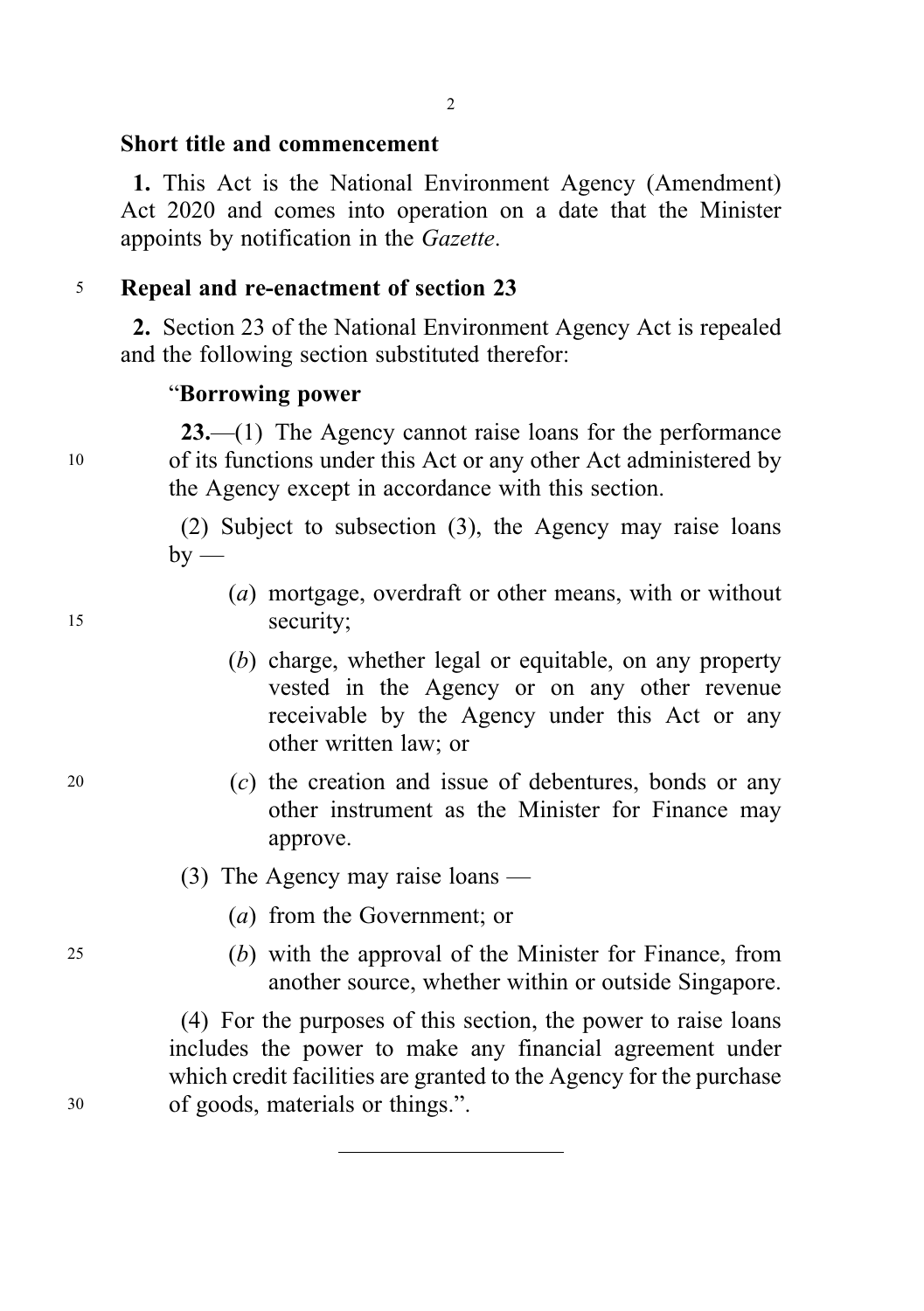### Short title and commencement

**1.** This Act is the National Environment Agency (Amendment) Act 2020 and comes into operation on a date that the Minister appoints by notification in the *Gazette*.

### Repeal and re-enactment of section 23

**2.** Section 23 of the National Environment Agency Act is repealed and the following section substituted therefor:

"**Borrowing power**

**23.**—(1) The Agency cannot raise loans for the performance of its functions under this Act or any other Act administered by the Agency except in accordance with this section.

(2) Subject to subsection (3), the Agency may raise loans by —

(*a*) mortgage, overdraft or other means, with or without security;

(*b*) charge, whether legal or equitable, on any property vested in the Agency or on any other revenue receivable by the Agency under this Act or any other written law; or

(*c*) the creation and issue of debentures, bonds or any other instrument as the Minister for Finance may approve.

(3) The Agency may raise loans —

(*a*) from the Government; or

(*b*) with the approval of the Minister for Finance, from another source, whether within or outside Singapore.

(4) For the purposes of this section, the power to raise loans includes the power to make any financial agreement under which credit facilities are granted to the Agency for the purchase of goods, materials or things.".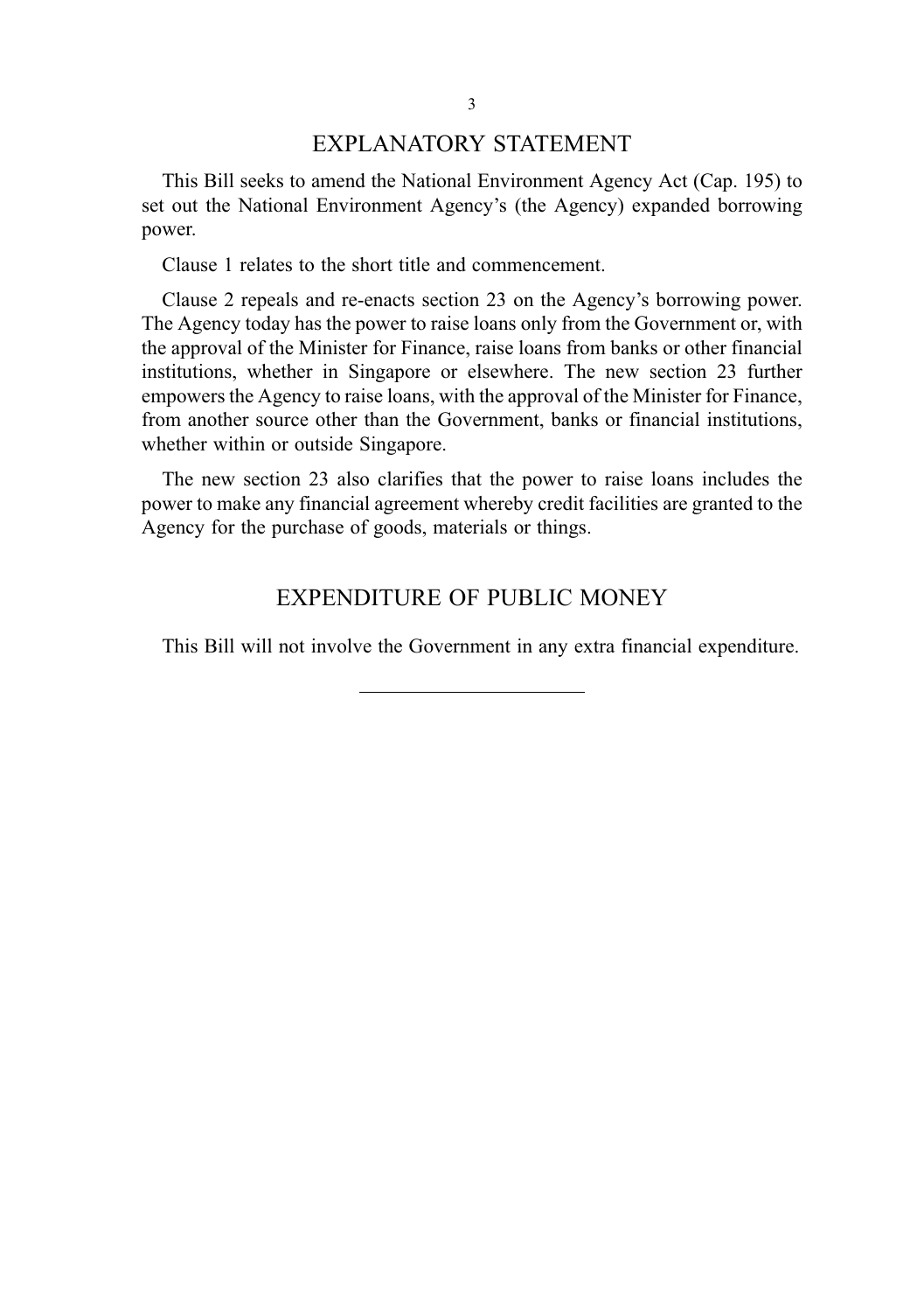## EXPLANATORY STATEMENT

This Bill seeks to amend the National Environment Agency Act (Cap. 195) to set out the National Environment Agency's (the Agency) expanded borrowing power.

Clause 1 relates to the short title and commencement.

Clause 2 repeals and re-enacts section 23 on the Agency's borrowing power. The Agency today has the power to raise loans only from the Government or, with the approval of the Minister for Finance, raise loans from banks or other financial institutions, whether in Singapore or elsewhere. The new section 23 further empowers the Agency to raise loans, with the approval of the Minister for Finance, from another source other than the Government, banks or financial institutions, whether within or outside Singapore.

The new section 23 also clarifies that the power to raise loans includes the power to make any financial agreement whereby credit facilities are granted to the Agency for the purchase of goods, materials or things.

## EXPENDITURE OF PUBLIC MONEY

This Bill will not involve the Government in any extra financial expenditure.